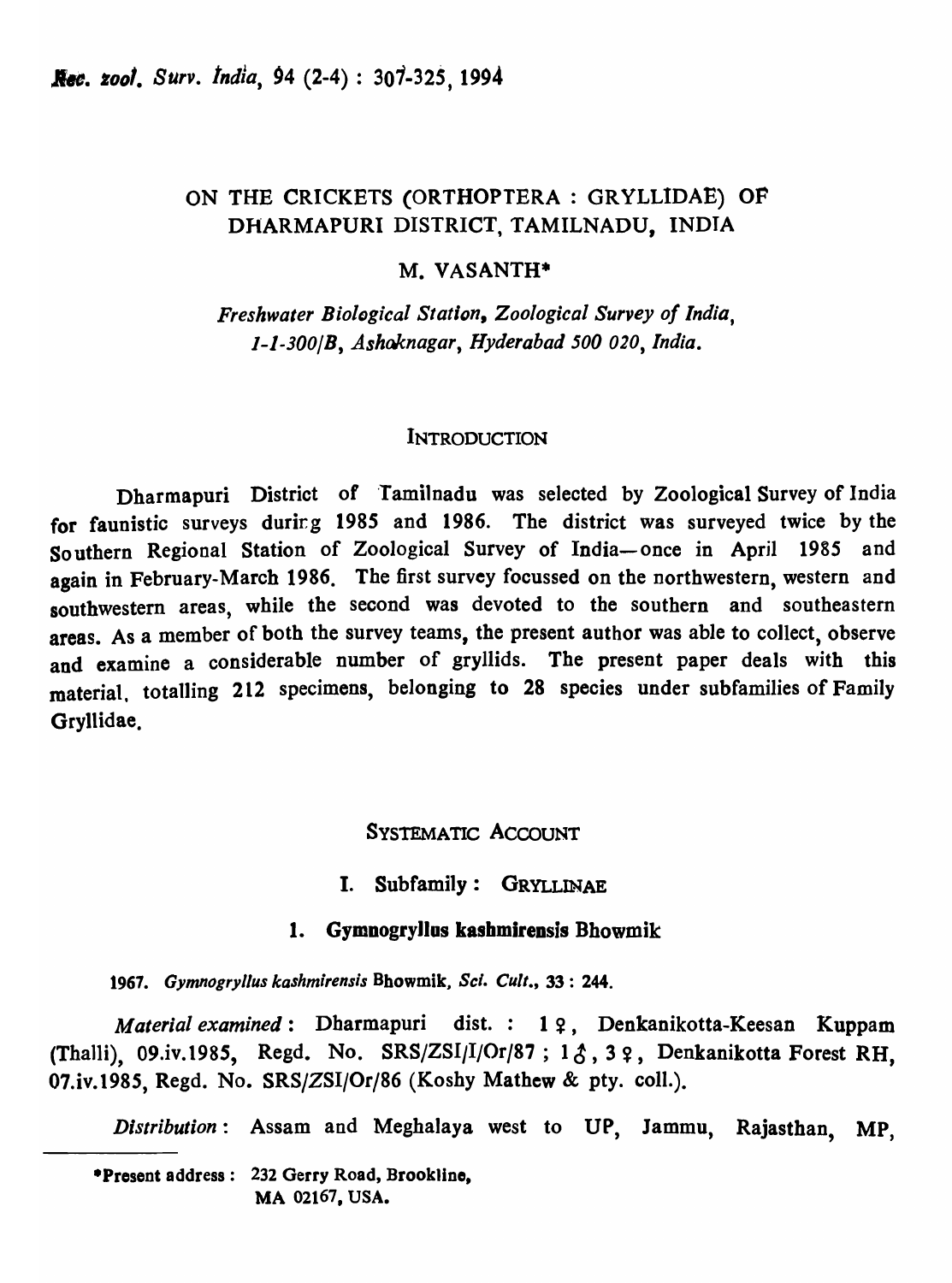# ON THE CRICKETS (ORTHOPTERA : GRYLLIDAE) OF DHARMAPURI DISTRICT, TAMILNADU, INDIA

M. VASANTH*

*Freshwater Biological Station, Zoological Survey of India, 1-1-300/B, Ashoknagar, Hyderabad 500 020, India.*

## INTRODUCTION

Dharmapuri District of Tamilnadu was selected by Zoological Survey of India for faunistic surveys during 1985 and 1986. The district was surveyed twice by the Southern Regional Station of Zoological Survey of India—once in April 1985 and again in February-March 1986. The first survey focussed on the northwestern, western and southwestern areas, while the second was devoted to the southern and southeastern areas. As a member of both the survey teams, the present author was able to collect, observe and examine a considerable number of gryllids. The present paper deals with this material, totalling 212 specimens, belonging to 28 species under subfamilies of Family Gryllidae.

## SYSTEMATIC ACCOUNT

### I. Subfamily : GRYLLINAE

#### 1. Gymnogryllus kashmirensis Bhowmik

1967. *Gymnogryllus kashmirensis* Bhowmik, *Sci. Cult.*, 33 : 244.

*Material examined* : Dharmapuri dist. : 1 ♀, Denkanikotta-Keesan Kuppam (Thalli), 09.iv.1985, Regd. No. SRS/ZSI/I/Or/87 ; 1 ♂, 3 ♀, Denkanikotta Forest RH, 07.iv.1985, Regd. No. SRS/ZSI/Or/86 (Koshy Mathew & pty. coll.).

*Distribution* : Assam and Meghalaya west to UP, Jammu, Rajasthan, MP,

*Present address : 232 Gerry Road, Brookline, MA 02167, USA.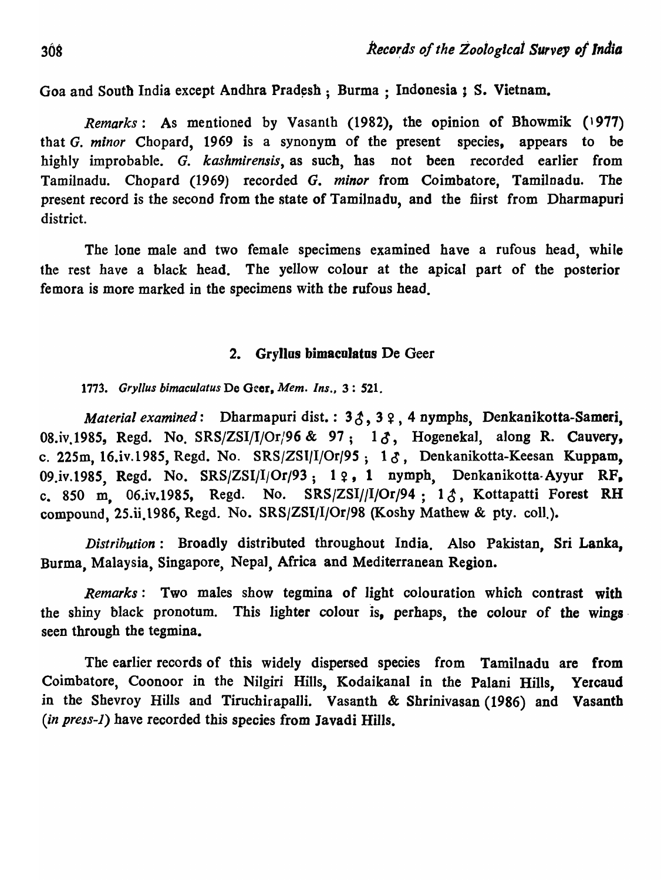Goa and South India except Andhra Pradesh ; Burma ; Indonesia ; S. Vietnam.

*Remarks* : As mentioned by Vasanth (1982), the opinion of Bhowmik (1977) that *G. minor* Chopard, 1969 is a synonym of the present species, appears to be highly improbable. *G. kashmirensis*, as such, has not been recorded earlier from Tamilnadu. Chopard (1969) recorded *G. minor* from Coimbatore, Tamilnadu. The present record is the second from the state of Tamilnadu, and the fiirst from Dharmapuri district.

The lone male and two female specimens examined have a rufous head, while the rest have a black head. The yellow colour at the apical part of the posterior femora is more marked in the specimens with the rufous head.

## 2. **Gryllus bimaculatus** De Geer

1773. *Gryllus bimaculatus* De Geer, *Mem. Ins.*, 3 : 521.

*Material examined*: Dharmapuri dist. : 3 ♂, 3 ♀, 4 nymphs, Denkanikotta-Sameri, 08.iv.1985, Regd. No. SRS/ZSI/I/Or/96 & 97 ; 1 ♂, Hogenekal, along R. Cauvery, c. 225m, 16.iv.1985, Regd. No. SRS/ZSI/I/Or/95 ; 1 ♂, Denkanikotta-Keesan Kuppam, 09.iv.1985, Regd. No. SRS/ZSI/I/Or/93 ; 1 ♀, 1 nymph, Denkanikotta-Ayyur RF, c. 850 m, 06.iv.1985, Regd. No. SRS/ZSI//I/Or/94 ; 1 ♂, Kottapatti Forest RH compound, 25.ii.1986, Regd. No. SRS/ZSI/I/Or/98 (Koshy Mathew & pty. coll.).

*Distribution* : Broadly distributed throughout India. Also Pakistan, Sri Lanka, Burma, Malaysia, Singapore, Nepal, Africa and Mediterranean Region.

*Remarks* : Two males show tegmina of light colouration which contrast with the shiny black pronotum. This lighter colour is, perhaps, the colour of the wings seen through the tegmina.

The earlier records of this widely dispersed species from Tamilnadu are from Coimbatore, Coonoor in the Nilgiri Hills, Kodaikanal in the Palani Hills, Yercaud in the Shevroy Hills and Tiruchirapalli. Vasanth & Shrinivasan (1986) and Vasanth (*in press-1*) have recorded this species from Javadi Hills.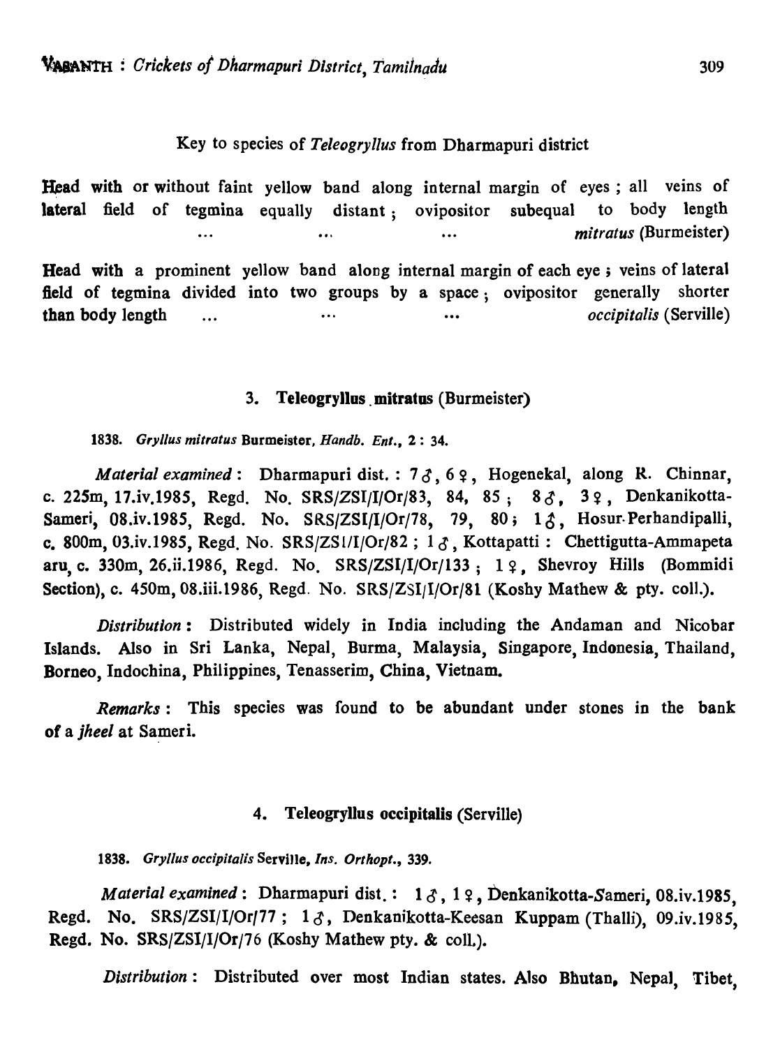Key to species of *Teleogryllus* from Dharmapuri district

Head with or without faint yellow band along internal margin of eyes ; all veins of lateral field of tegmina equally distant ; ovipositor subequal to body length ... ... ... *mitratus* (Burmeister)

Head with a prominent yellow band along internal margin of each eye ; veins of lateral field of tegmina divided into two groups by a space ; ovipositor generally shorter than body length ... ... ... *occipitalis* (Serville)

### 3. Teleogryllus mitratus (Burmeister)

1838. *Gryllus mitratus* Burmeister, *Handb. Ent.*, 2 : 34.

*Material examined* : Dharmapuri dist. : 7 ♂, 6 ♀, Hogenekal, along R. Chinnar, c. 225m, 17.iv.1985, Regd. No. SRS/ZSI/I/Or/83, 84, 85 ; 8 ♂, 3 ♀, Denkanikotta-Sameri, 08.iv.1985, Regd. No. SRS/ZSI/I/Or/78, 79, 80 ; 1 ♂, Hosur-Perhandipalli, c. 800m, 03.iv.1985, Regd. No. SRS/ZSI/I/Or/82 ; 1 ♂, Kottapatti : Chettigutta-Ammapeta aru, c. 330m, 26.ii.1986, Regd. No. SRS/ZSI/I/Or/133 ; 1 ♀, Shevroy Hills (Bommidi Section), c. 450m, 08.iii.1986, Regd. No. SRS/ZSI/I/Or/81 (Koshy Mathew & pty. coll.).

*Distribution* : Distributed widely in India including the Andaman and Nicobar Islands. Also in Sri Lanka, Nepal, Burma, Malaysia, Singapore, Indonesia, Thailand, Borneo, Indochina, Philippines, Tenasserim, China, Vietnam.

*Remarks* : This species was found to be abundant under stones in the bank of a *jheel* at Sameri.

### 4. Teleogryllus occipitalis (Serville)

1838. *Gryllus occipitalis* Serville, *Ins. Orthopt.*, 339.

*Material examined* : Dharmapuri dist. : 1 ♂, 1 ♀, Denkanikotta-Sameri, 08.iv.1985, Regd. No. SRS/ZSI/I/Or/77 ; 1 ♂, Denkanikotta-Keesan Kuppam (Thalli), 09.iv.1985, Regd. No. SRS/ZSI/I/Or/76 (Koshy Mathew pty. & coll.).

*Distribution* : Distributed over most Indian states. Also Bhutan, Nepal, Tibet,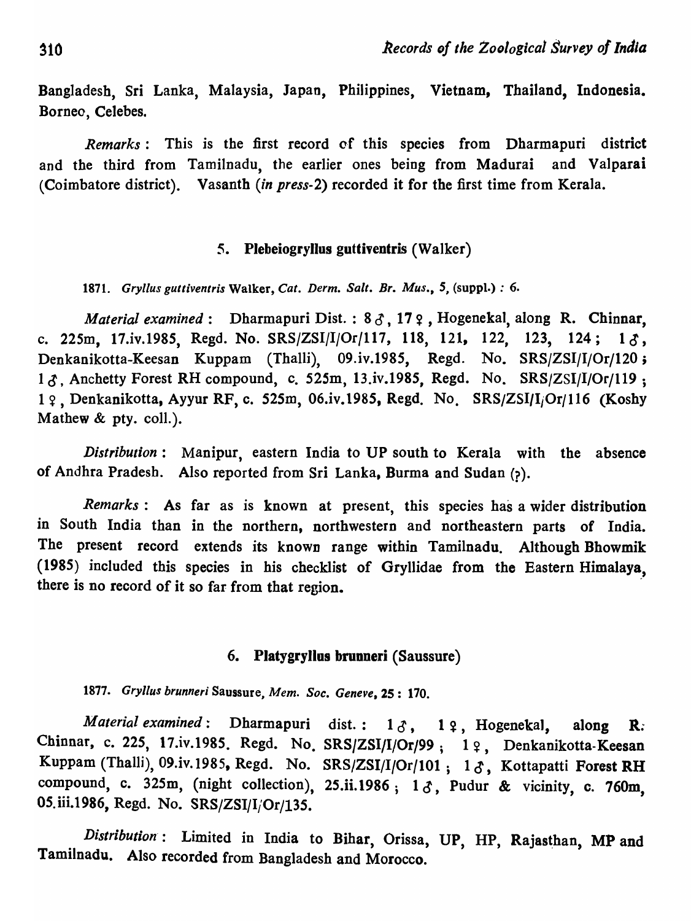Bangladesh, Sri Lanka, Malaysia, Japan, Philippines, Vietnam, Thailand, Indonesia. Borneo, Celebes.

*Remarks* : This is the first record of this species from Dharmapuri district and the third from Tamilnadu, the earlier ones being from Madurai and Valparai (Coimbatore district). Vasanth (*in press*-2) recorded it for the first time from Kerala.

### 5. Plebeiogryllus guttiventris (Walker)

1871. *Gryllus guttiventris* Walker, *Cat. Derm. Salt. Br. Mus.*, 5, (suppl.) : 6.

*Material examined* : Dharmapuri Dist. : 8 ♂, 17 ♀, Hogenekal, along R. Chinnar, c. 225m, 17.iv.1985, Regd. No. SRS/ZSI/I/Or/117, 118, 121, 122, 123, 124 ; 1 ♂, Denkanikotta-Keesan Kuppam (Thalli), 09.iv.1985, Regd. No. SRS/ZSI/I/Or/120 ; 1 ♂, Anchetty Forest RH compound, c. 525m, 13.iv.1985, Regd. No. SRS/ZSI/I/Or/119 ; 1 ♀, Denkanikotta, Ayyur RF, c. 525m, 06.iv.1985, Regd. No. SRS/ZSI/I/Or/116 (Koshy Mathew & pty. coll.).

*Distribution* : Manipur, eastern India to UP south to Kerala with the absence of Andhra Pradesh. Also reported from Sri Lanka, Burma and Sudan (?).

*Remarks* : As far as is known at present, this species has a wider distribution in South India than in the northern, northwestern and northeastern parts of India. The present record extends its known range within Tamilnadu. Although Bhowmik (1985) included this species in his checklist of Gryllidae from the Eastern Himalaya, there is no record of it so far from that region.

### 6. Platygryllus brunneri (Saussure)

1877. *Gryllus brunneri* Saussure, *Mem. Soc. Geneve*, 25 : 170.

*Material examined* : Dharmapuri dist. : 1 ♂, 1 ♀, Hogenekal, along R. Chinnar, c. 225, 17.iv.1985. Regd. No. SRS/ZSI/I/Or/99 ; 1 ♀, Denkanikotta-Keesan Kuppam (Thalli), 09.iv.1985, Regd. No. SRS/ZSI/I/Or/101 ; 1 ♂, Kottapatti Forest RH compound, c. 325m, (night collection), 25.ii.1986 ; 1 ♂, Pudur & vicinity, c. 760m, 05.iii.1986, Regd. No. SRS/ZSI/I/Or/135.

*Distribution* : Limited in India to Bihar, Orissa, UP, HP, Rajasthan, MP and Tamilnadu. Also recorded from Bangladesh and Morocco.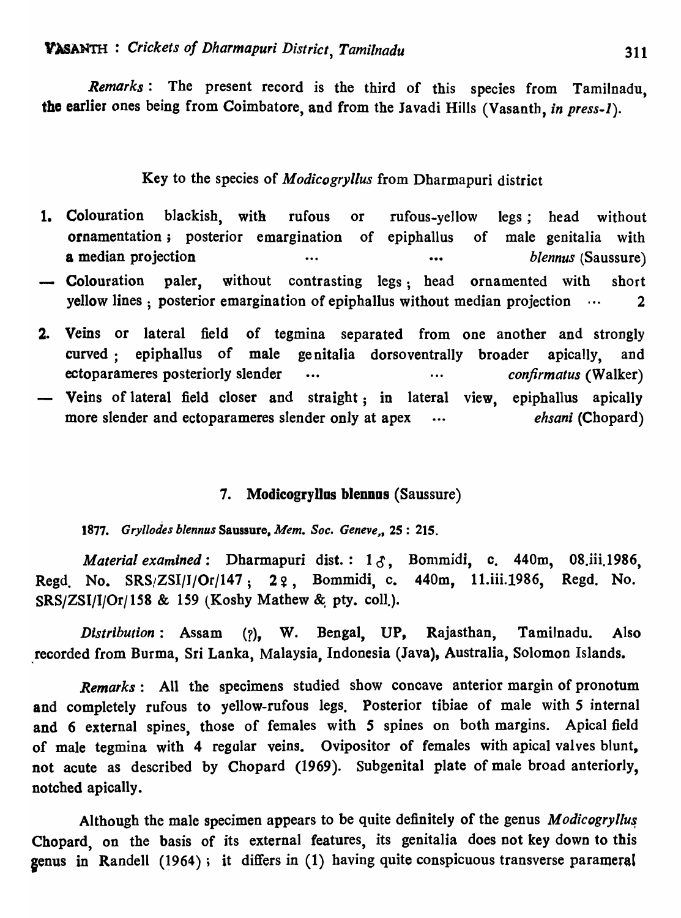*Remarks*: The present record is the third of this species from Tamilnadu, the earlier ones being from Coimbatore, and from the Javadi Hills (Vasanth, *in press-1*).

## Key to the species of *Modicogryllus* from Dharmapuri district

1. Colouration blackish, with rufous or rufous-yellow legs; head without ornamentation; posterior emargination of epiphallus of male genitalia with a median projection ... ... *blennus* (Saussure)
— Colouration paler, without contrasting legs; head ornamented with short yellow lines; posterior emargination of epiphallus without median projection ... 2
2. Veins or lateral field of tegmina separated from one another and strongly curved; epiphallus of male genitalia dorsoventrally broader apically, and ectoparameres posteriorly slender ... ... *confirmatus* (Walker)
— Veins of lateral field closer and straight; in lateral view, epiphallus apically more slender and ectoparameres slender only at apex ... *ehsani* (Chopard)

### 7. Modicogryllus blennus (Saussure)

1877. *Gryllodes blennus* Saussure, *Mem. Soc. Geneve*, 25: 215.

*Material examined*: Dharmapuri dist.: 1 ♂, Bommidi, c. 440m, 08.iii.1986, Regd. No. SRS/ZSI/I/Or/147; 2 ♀, Bommidi, c. 440m, 11.iii.1986, Regd. No. SRS/ZSI/I/Or/158 & 159 (Koshy Mathew & pty. coll.).

*Distribution*: Assam (?), W. Bengal, UP, Rajasthan, Tamilnadu. Also recorded from Burma, Sri Lanka, Malaysia, Indonesia (Java), Australia, Solomon Islands.

*Remarks*: All the specimens studied show concave anterior margin of pronotum and completely rufous to yellow-rufous legs. Posterior tibiae of male with 5 internal and 6 external spines, those of females with 5 spines on both margins. Apical field of male tegmina with 4 regular veins. Ovipositor of females with apical valves blunt, not acute as described by Chopard (1969). Subgenital plate of male broad anteriorly, notched apically.

Although the male specimen appears to be quite definitely of the genus *Modicogryllus* Chopard, on the basis of its external features, its genitalia does not key down to this genus in Randell (1964); it differs in (1) having quite conspicuous transverse parameral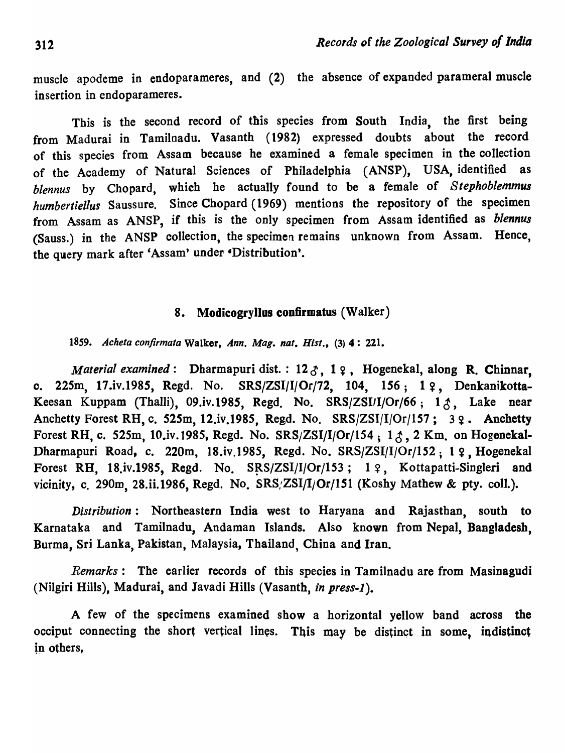muscle apodeme in endoparameres, and (2) the absence of expanded parameral muscle insertion in endoparameres.

This is the second record of this species from South India, the first being from Madurai in Tamilnadu. Vasanth (1982) expressed doubts about the record of this species from Assam because he examined a female specimen in the collection of the Academy of Natural Sciences of Philadelphia (ANSP), USA, identified as *blennus* by Chopard, which he actually found to be a female of *Stephoblemmus humbertiellus* Saussure. Since Chopard (1969) mentions the repository of the specimen from Assam as ANSP, if this is the only specimen from Assam identified as *blennus* (Sauss.) in the ANSP collection, the specimen remains unknown from Assam. Hence, the query mark after 'Assam' under 'Distribution'.

### 8. Modicogryllus confirmatus (Walker)

1859. *Acheta confirmata* Walker, *Ann. Mag. nat. Hist.*, (3) 4 : 221.

*Material examined* : Dharmapuri dist. : 12 ♂, 1 ♀, Hogenekal, along R. Chinnar, c. 225m, 17.iv.1985, Regd. No. SRS/ZSI/I/Or/72, 104, 156 ; 1 ♀, Denkanikotta-Keesan Kuppam (Thalli), 09.iv.1985, Regd. No. SRS/ZSI/I/Or/66 ; 1 ♂, Lake near Anchetty Forest RH, c. 525m, 12.iv.1985, Regd. No. SRS/ZSI/I/Or/157 ; 3 ♀. Anchetty Forest RH, c. 525m, 10.iv.1985, Regd. No. SRS/ZSI/I/Or/154 ; 1 ♂, 2 Km. on Hogenekal-Dharmapuri Road, c. 220m, 18.iv.1985, Regd. No. SRS/ZSI/I/Or/152 ; 1 ♀, Hogenekal Forest RH, 18.iv.1985, Regd. No. SRS/ZSI/I/Or/153 ; 1 ♀, Kottapatti-Singleri and vicinity, c. 290m, 28.ii.1986, Regd. No. SRS/ZSI/I/Or/151 (Koshy Mathew & pty. coll.).

*Distribution* : Northeastern India west to Haryana and Rajasthan, south to Karnataka and Tamilnadu, Andaman Islands. Also known from Nepal, Bangladesh, Burma, Sri Lanka, Pakistan, Malaysia, Thailand, China and Iran.

*Remarks* : The earlier records of this species in Tamilnadu are from Masinagudi (Nilgiri Hills), Madurai, and Javadi Hills (Vasanth, *in press-1*).

A few of the specimens examined show a horizontal yellow band across the occiput connecting the short vertical lines. This may be distinct in some, indistinct in others.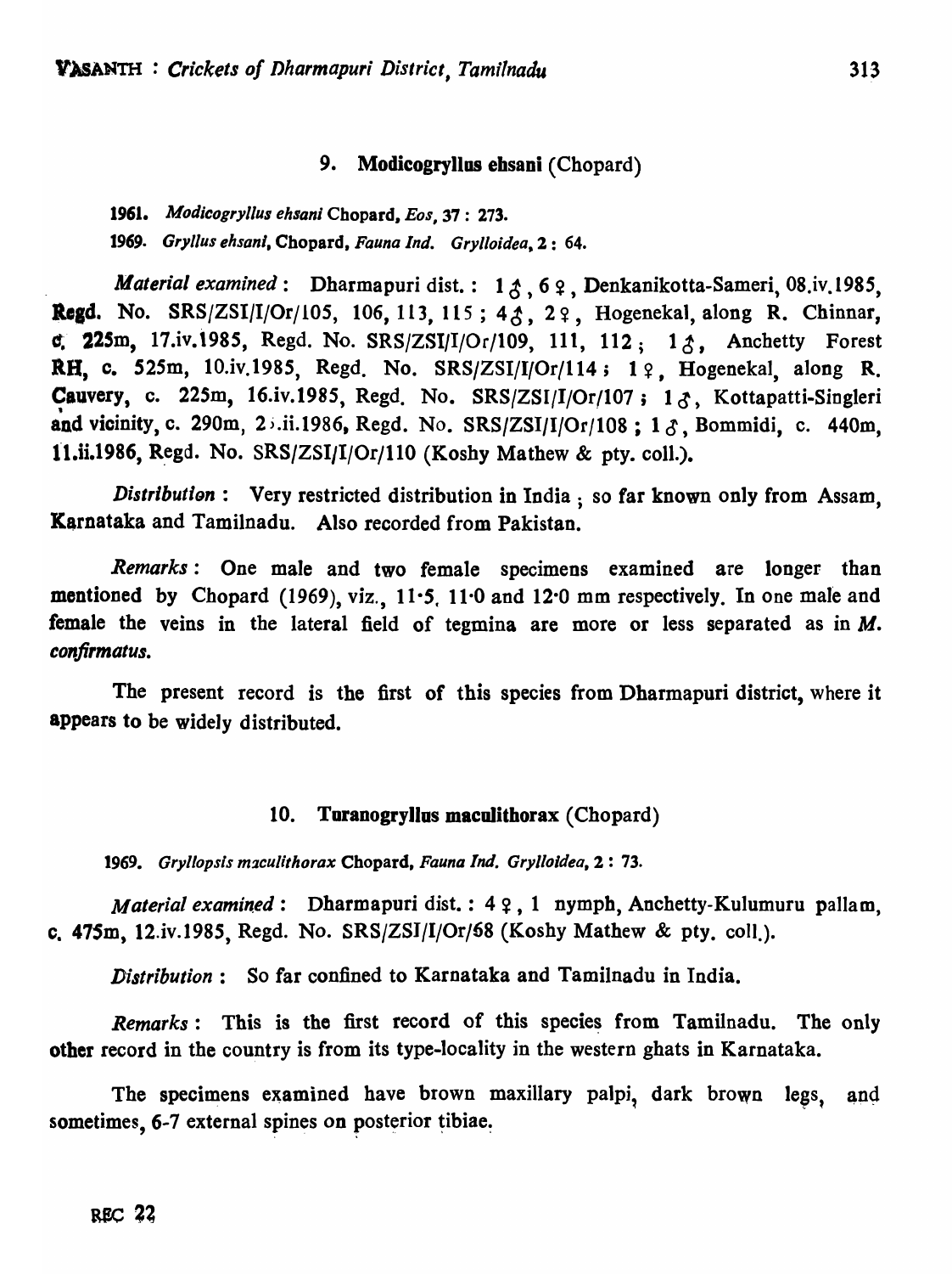## 9. Modicogryllus ehsani (Chopard)

1961. *Modicogryllus ehsani* Chopard, *Eos*, 37 : 273.

1969. *Gryllus ehsani*, Chopard, *Fauna Ind. Grylloidea*, 2 : 64.

*Material examined* : Dharmapuri dist. : 1 ♂, 6 ♀, Denkanikotta-Sameri, 08.iv.1985, Regd. No. SRS/ZSI/I/Or/105, 106, 113, 115 ; 4 ♂, 2 ♀, Hogenekal, along R. Chinnar, c. 225m, 17.iv.1985, Regd. No. SRS/ZSI/I/Or/109, 111, 112 ; 1 ♂, Anchetty Forest RH, c. 525m, 10.iv.1985, Regd. No. SRS/ZSI/I/Or/114 ; 1 ♀, Hogenekal, along R. Cauvery, c. 225m, 16.iv.1985, Regd. No. SRS/ZSI/I/Or/107 ; 1 ♂, Kottapatti-Singleri and vicinity, c. 290m, 2).ii.1986, Regd. No. SRS/ZSI/I/Or/108 ; 1 ♂, Bommidi, c. 440m, 11.ii.1986, Regd. No. SRS/ZSI/I/Or/110 (Koshy Mathew & pty. coll.).

*Distribution* : Very restricted distribution in India ; so far known only from Assam, Karnataka and Tamilnadu. Also recorded from Pakistan.

*Remarks* : One male and two female specimens examined are longer than mentioned by Chopard (1969), viz., 11·5, 11·0 and 12·0 mm respectively. In one male and female the veins in the lateral field of tegmina are more or less separated as in *M. confirmatus*.

The present record is the first of this species from Dharmapuri district, where it appears to be widely distributed.

## 10. Turanogryllus maculithorax (Chopard)

1969. *Gryllopsis maculithorax* Chopard, *Fauna Ind. Grylloidea*, 2 : 73.

*Material examined* : Dharmapuri dist. : 4 ♀, 1 nymph, Anchetty-Kulumuru pallam, c. 475m, 12.iv.1985, Regd. No. SRS/ZSI/I/Or/68 (Koshy Mathew & pty. coll.).

*Distribution* : So far confined to Karnataka and Tamilnadu in India.

*Remarks* : This is the first record of this species from Tamilnadu. The only other record in the country is from its type-locality in the western ghats in Karnataka.

The specimens examined have brown maxillary palpi, dark brown legs, and sometimes, 6-7 external spines on posterior tibiae.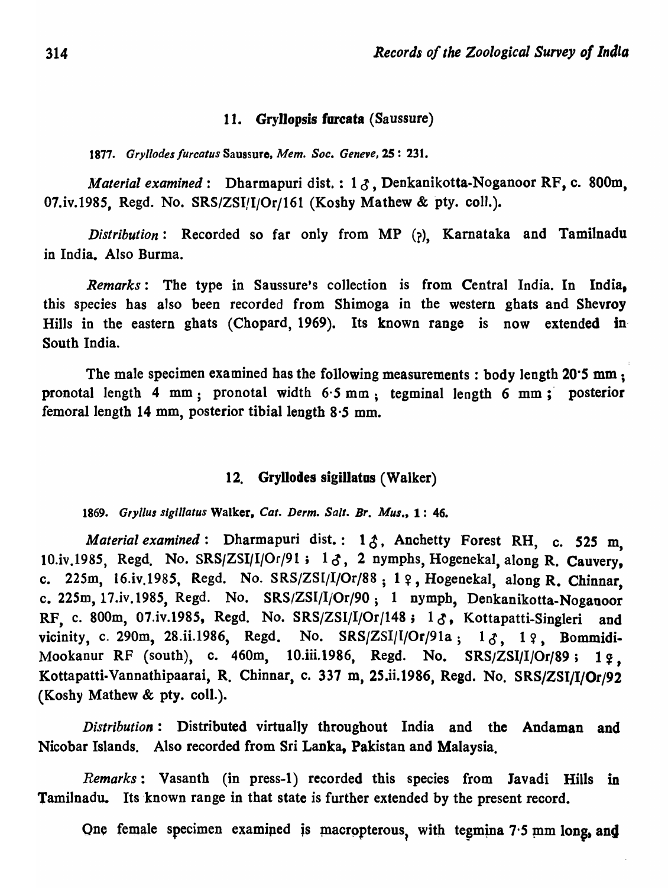### 11. Gryllopsis furcata (Saussure)

1877. *Gryllodes furcatus* Saussure, *Mem. Soc. Geneve*, 25 : 231.

*Material examined* : Dharmapuri dist. : 1 ♂, Denkanikotta-Noganoor RF, c. 800m, 07.iv.1985, Regd. No. SRS/ZSI/I/Or/161 (Koshy Mathew & pty. coll.).

*Distribution* : Recorded so far only from MP (?), Karnataka and Tamilnadu in India. Also Burma.

*Remarks* : The type in Saussure's collection is from Central India. In India, this species has also been recorded from Shimoga in the western ghats and Shevroy Hills in the eastern ghats (Chopard, 1969). Its known range is now extended in South India.

The male specimen examined has the following measurements : body length 20·5 mm ; pronotal length 4 mm ; pronotal width 6·5 mm ; tegminal length 6 mm ; posterior femoral length 14 mm, posterior tibial length 8·5 mm.

### 12. Gryllodes sigillatus (Walker)

1869. *Gryllus sigillatus* Walker, *Cat. Derm. Salt. Br. Mus.*, 1 : 46.

*Material examined* : Dharmapuri dist. : 1 ♂, Anchetty Forest RH, c. 525 m, 10.iv.1985, Regd. No. SRS/ZSI/I/Or/91 ; 1 ♂, 2 nymphs, Hogenekal, along R. Cauvery, c. 225m, 16.iv.1985, Regd. No. SRS/ZSI/I/Or/88 ; 1 ♀, Hogenekal, along R. Chinnar, c. 225m, 17.iv.1985, Regd. No. SRS/ZSI/I/Or/90 ; 1 nymph, Denkanikotta-Noganoor RF, c. 800m, 07.iv.1985, Regd. No. SRS/ZSI/I/Or/148 ; 1 ♂, Kottapatti-Singleri and vicinity, c. 290m, 28.ii.1986, Regd. No. SRS/ZSI/I/Or/91a ; 1 ♂, 1 ♀, Bommidi-Mookanur RF (south), c. 460m, 10.iii.1986, Regd. No. SRS/ZSI/I/Or/89 ; 1 ♀, Kottapatti-Vannathipaarai, R. Chinnar, c. 337 m, 25.ii.1986, Regd. No. SRS/ZSI/I/Or/92 (Koshy Mathew & pty. coll.).

*Distribution* : Distributed virtually throughout India and the Andaman and Nicobar Islands. Also recorded from Sri Lanka, Pakistan and Malaysia.

*Remarks* : Vasanth (in press-1) recorded this species from Javadi Hills in Tamilnadu. Its known range in that state is further extended by the present record.

One female specimen examined is macropterous, with tegmina 7·5 mm long, and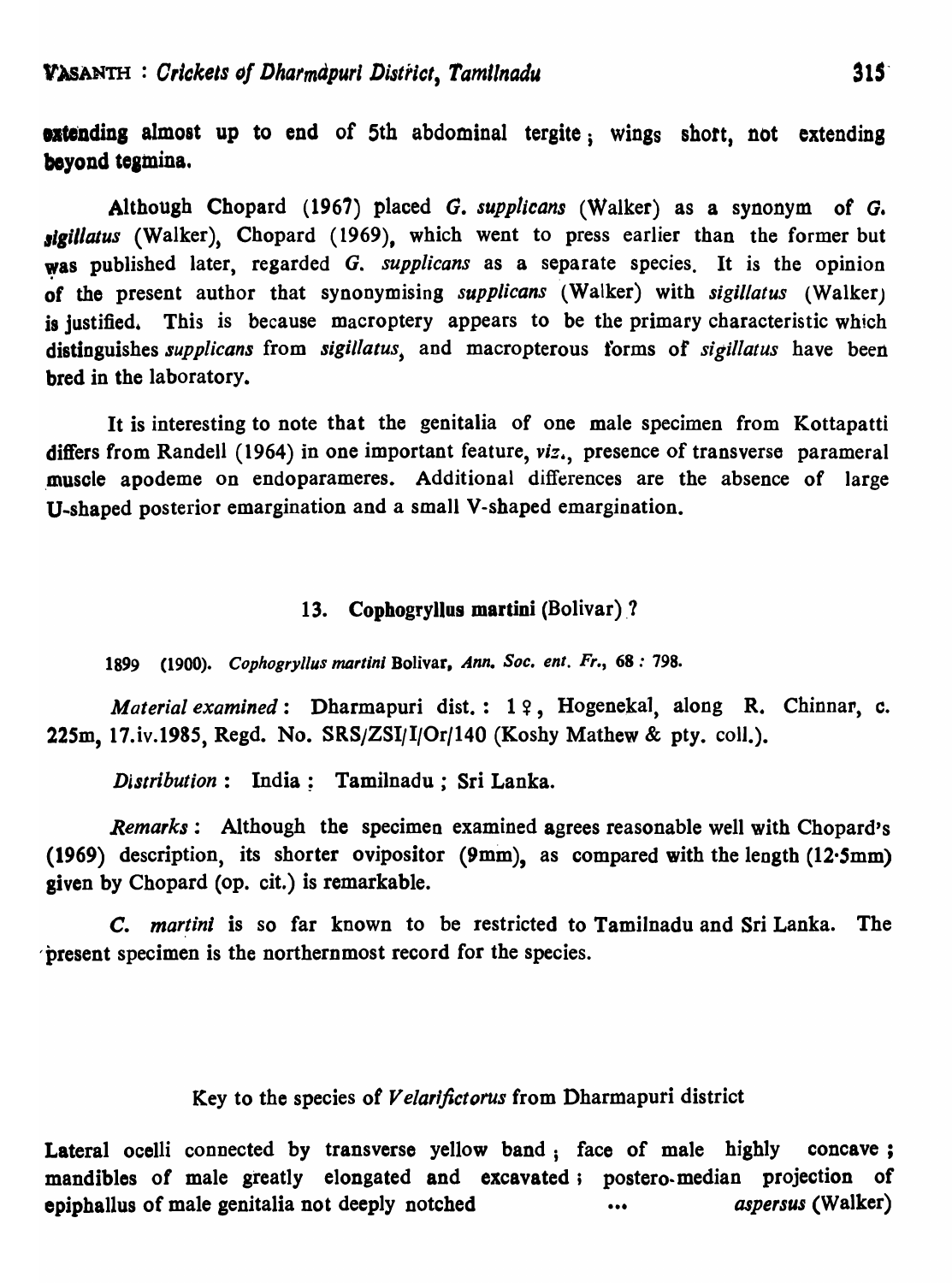extending almost up to end of 5th abdominal tergite; wings short, not extending beyond tegmina.

Although Chopard (1967) placed *G. supplicans* (Walker) as a synonym of *G. sigillatus* (Walker), Chopard (1969), which went to press earlier than the former but was published later, regarded *G. supplicans* as a separate species. It is the opinion of the present author that synonymising *supplicans* (Walker) with *sigillatus* (Walker) is justified. This is because macroptery appears to be the primary characteristic which distinguishes *supplicans* from *sigillatus*, and macropterous forms of *sigillatus* have been bred in the laboratory.

It is interesting to note that the genitalia of one male specimen from Kottapatti differs from Randell (1964) in one important feature, *viz.*, presence of transverse parameral muscle apodeme on endoparameres. Additional differences are the absence of large U-shaped posterior emargination and a small V-shaped emargination.

### 13. Cophogryllus martini (Bolivar) ?

1899 (1900). *Cophogryllus martini* Bolivar, *Ann. Soc. ent. Fr.*, 68 : 798.

*Material examined*: Dharmapuri dist.: 1 ♀, Hogenekal, along R. Chinnar, c. 225m, 17.iv.1985, Regd. No. SRS/ZSI/I/Or/140 (Koshy Mathew & pty. coll.).

*Distribution*: India: Tamilnadu; Sri Lanka.

*Remarks*: Although the specimen examined agrees reasonable well with Chopard's (1969) description, its shorter ovipositor (9mm), as compared with the length (12·5mm) given by Chopard (op. cit.) is remarkable.

*C. martini* is so far known to be restricted to Tamilnadu and Sri Lanka. The present specimen is the northernmost record for the species.

#### Key to the species of *Velarifictorus* from Dharmapuri district

Lateral ocelli connected by transverse yellow band; face of male highly concave; mandibles of male greatly elongated and excavated; postero-median projection of epiphallus of male genitalia not deeply notched ... *aspersus* (Walker)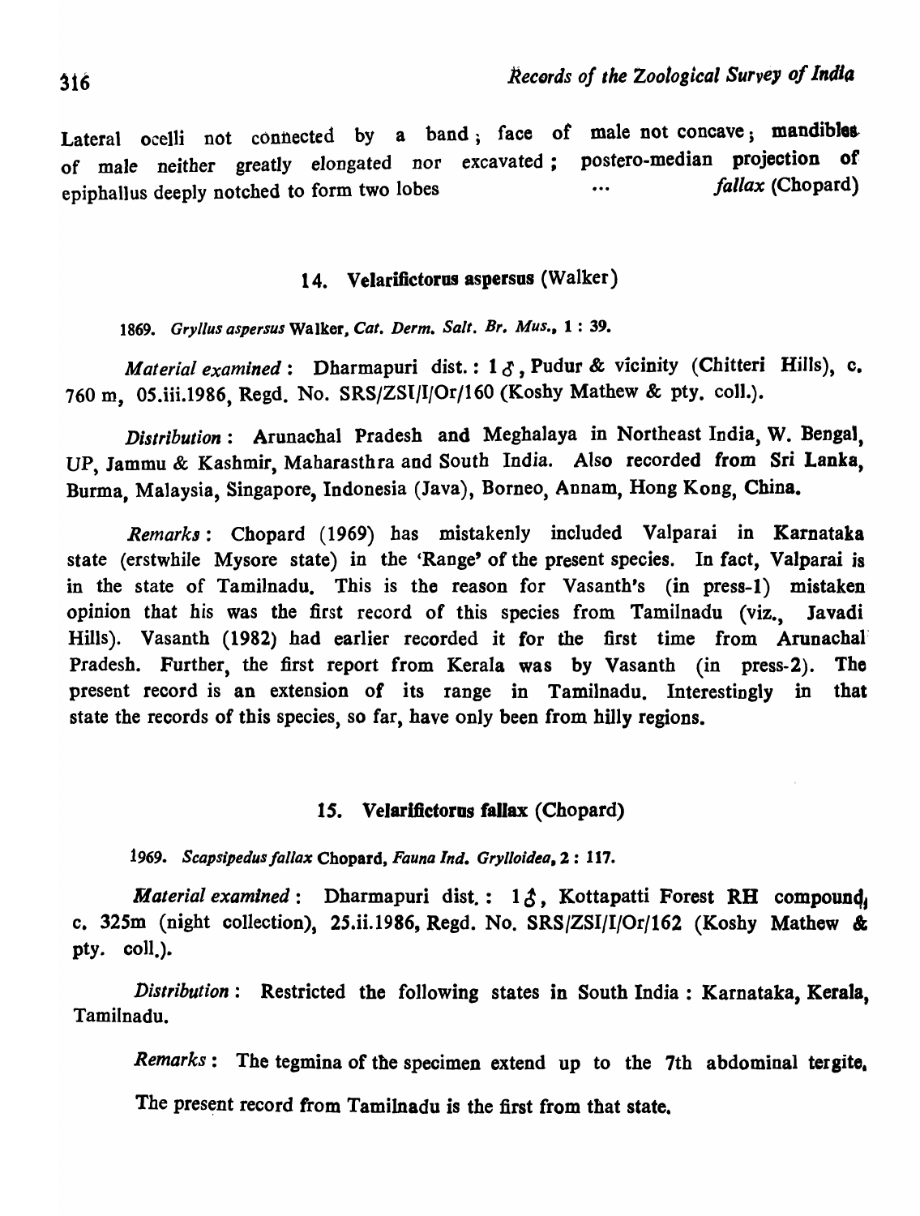Lateral ocelli not connected by a band; face of male not concave; mandibles of male neither greatly elongated nor excavated; postero-median projection of epiphallus deeply notched to form two lobes ... *fallax* (Chopard)

### 14. Velarifictorus aspersus (Walker)

1869. *Gryllus aspersus* Walker, *Cat. Derm. Salt. Br. Mus.*, 1 : 39.

*Material examined* : Dharmapuri dist. : 1 ♂, Pudur & vicinity (Chitteri Hills), c. 760 m, 05.iii.1986, Regd. No. SRS/ZSI/I/Or/160 (Koshy Mathew & pty. coll.).

*Distribution* : Arunachal Pradesh and Meghalaya in Northeast India, W. Bengal, UP, Jammu & Kashmir, Maharasthra and South India. Also recorded from Sri Lanka, Burma, Malaysia, Singapore, Indonesia (Java), Borneo, Annam, Hong Kong, China.

*Remarks* : Chopard (1969) has mistakenly included Valparai in Karnataka state (erstwhile Mysore state) in the 'Range' of the present species. In fact, Valparai is in the state of Tamilnadu. This is the reason for Vasanth's (in press-1) mistaken opinion that his was the first record of this species from Tamilnadu (viz., Javadi Hills). Vasanth (1982) had earlier recorded it for the first time from Arunachal Pradesh. Further, the first report from Kerala was by Vasanth (in press-2). The present record is an extension of its range in Tamilnadu. Interestingly in that state the records of this species, so far, have only been from hilly regions.

### 15. Velarifictorus fallax (Chopard)

1969. *Scapsipedus fallax* Chopard, *Fauna Ind. Grylloidea*, 2 : 117.

*Material examined* : Dharmapuri dist. : 1 ♂, Kottapatti Forest RH compound, c. 325m (night collection), 25.ii.1986, Regd. No. SRS/ZSI/I/Or/162 (Koshy Mathew & pty. coll.).

*Distribution* : Restricted the following states in South India : Karnataka, Kerala, Tamilnadu.

*Remarks* : The tegmina of the specimen extend up to the 7th abdominal tergite.

The present record from Tamilnadu is the first from that state.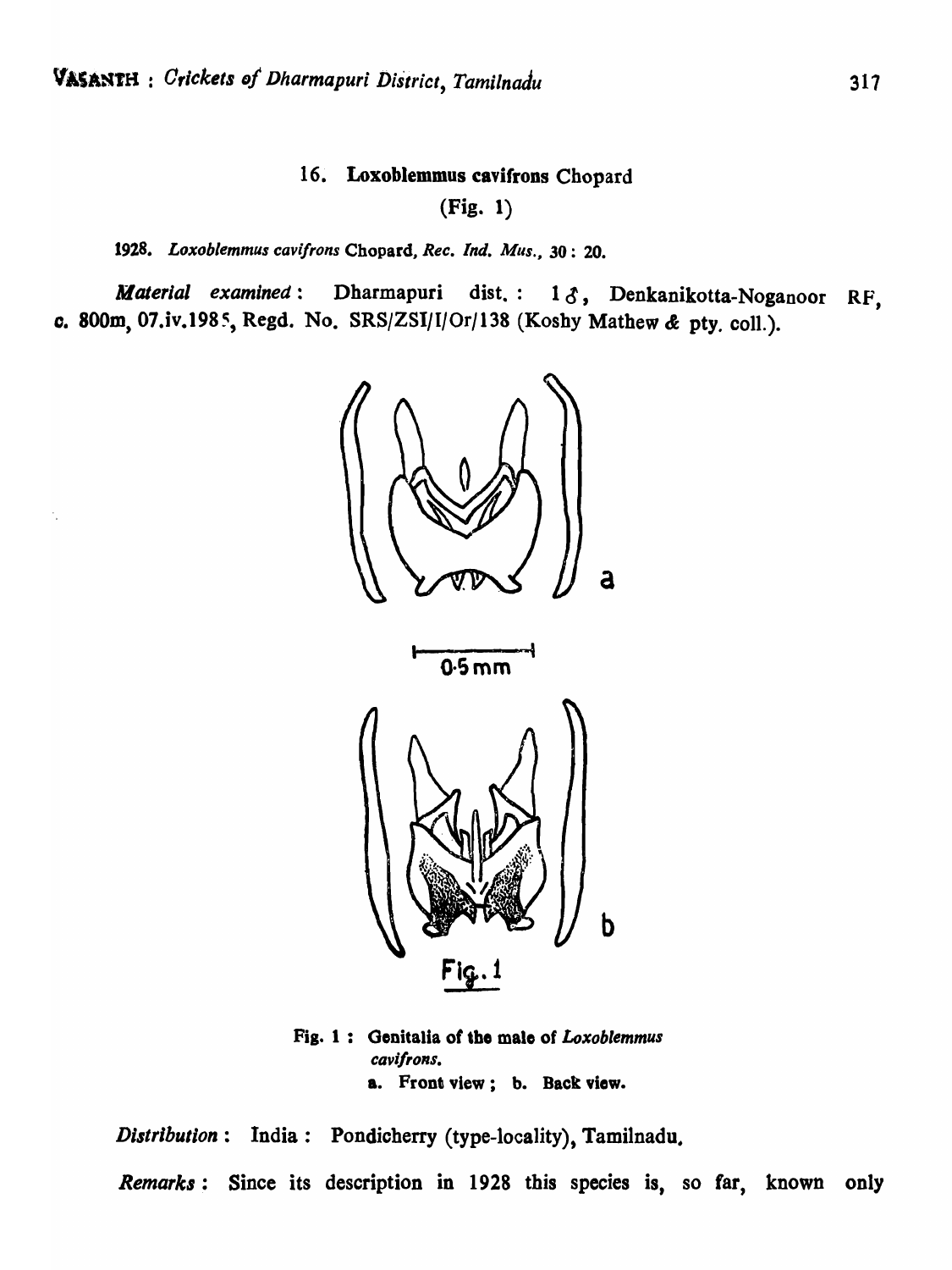### 16. **Loxoblemmus cavifrons** Chopard

(Fig. 1)

1928. *Loxoblemmus cavifrons* Chopard, *Rec. Ind. Mus.*, 30 : 20.

***Material examined*** : Dharmapuri dist. : 1 ♂, Denkanikotta-Noganoor RF, c. 800m, 07.iv.1985, Regd. No. SRS/ZSI/I/Or/138 (Koshy Mathew & pty. coll.).

**Fig. 1 : Genitalia of the male of *Loxoblemmus cavifrons*.**
**a. Front view ; b. Back view.**

***Distribution*** : India : Pondicherry (type-locality), Tamilnadu.

***Remarks*** : Since its description in 1928 this species is, so far, known only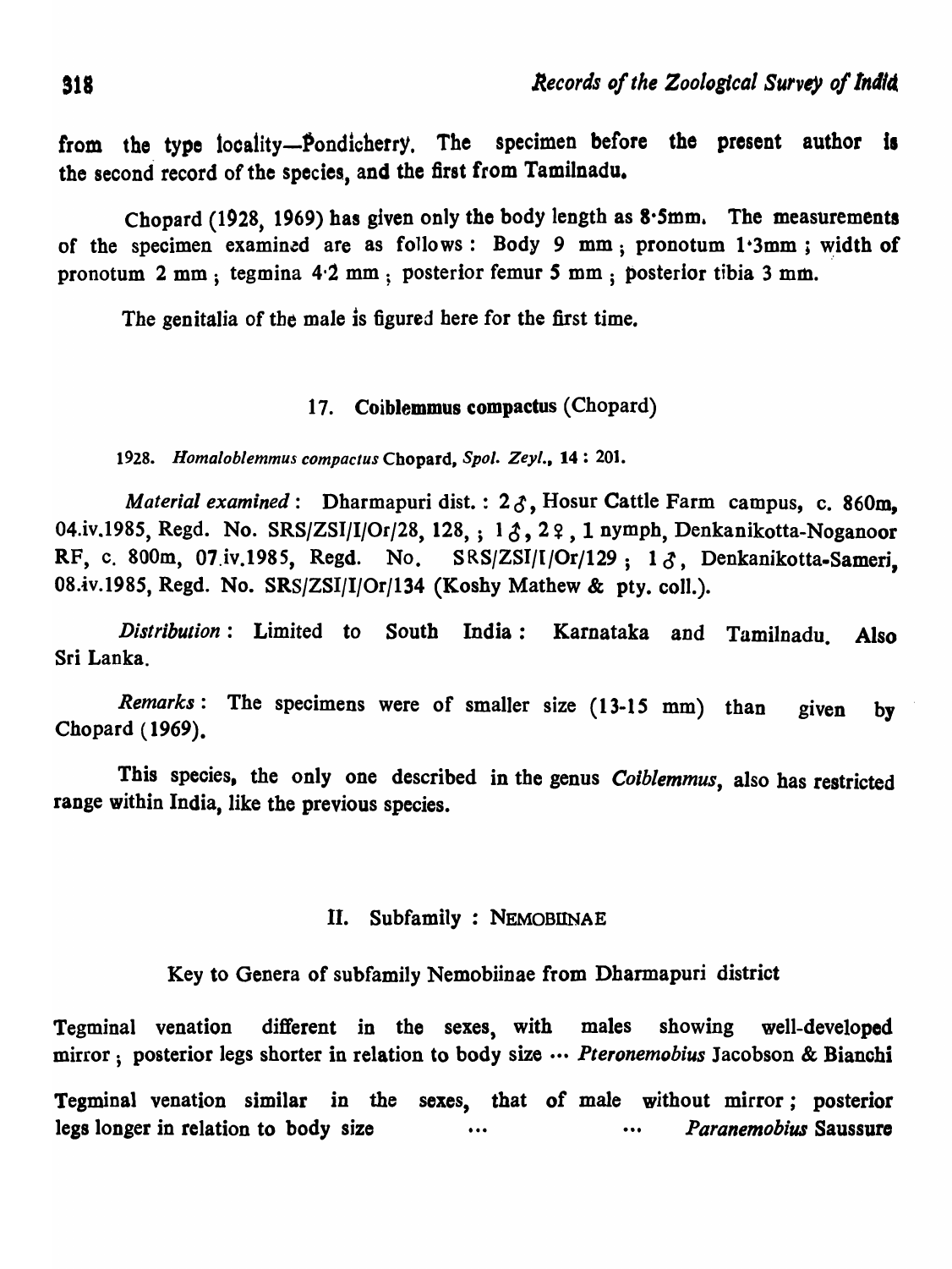from the type locality—Pondicherry. The specimen before the present author is the second record of the species, and the first from Tamilnadu.

Chopard (1928, 1969) has given only the body length as 8·5mm. The measurements of the specimen examined are as follows: Body 9 mm; pronotum 1·3mm; width of pronotum 2 mm; tegmina 4·2 mm; posterior femur 5 mm; posterior tibia 3 mm.

The genitalia of the male is figured here for the first time.

### 17. Coiblemmus compactus (Chopard)

1928. *Homaloblemmus compactus* Chopard, *Spol. Zeyl.*, **14**: 201.

*Material examined*: Dharmapuri dist.: 2♂, Hosur Cattle Farm campus, c. 860m, 04.iv.1985, Regd. No. SRS/ZSI/I/Or/28, 128, ; 1♂, 2♀, 1 nymph, Denkanikotta-Noganoor RF, c. 800m, 07.iv.1985, Regd. No. SRS/ZSI/I/Or/129; 1♂, Denkanikotta-Sameri, 08.iv.1985, Regd. No. SRS/ZSI/I/Or/134 (Koshy Mathew & pty. coll.).

*Distribution*: Limited to South India: Karnataka and Tamilnadu. Also Sri Lanka.

*Remarks*: The specimens were of smaller size (13-15 mm) than given by Chopard (1969).

This species, the only one described in the genus *Coiblemmus*, also has restricted range within India, like the previous species.

## II. Subfamily: NEMOBIINAE

### Key to Genera of subfamily Nemobiinae from Dharmapuri district

Tegminal venation different in the sexes, with males showing well-developed mirror; posterior legs shorter in relation to body size ... *Pteronemobius* Jacobson & Bianchi

Tegminal venation similar in the sexes, that of male without mirror; posterior legs longer in relation to body size ... ... *Paranemobius* Saussure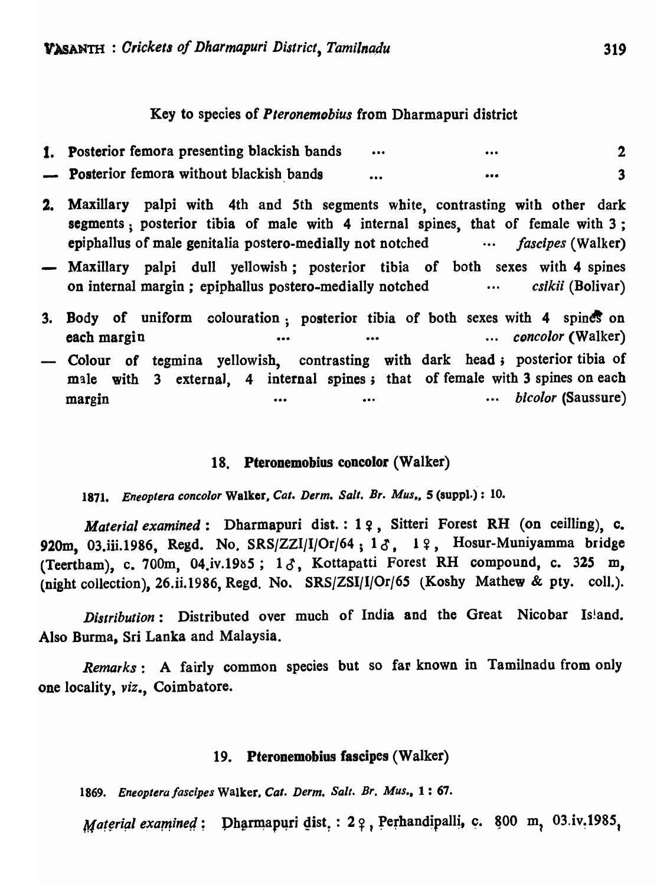Key to species of *Pteronemobius* from Dharmapuri district

1. Posterior femora presenting blackish bands ... ... 2
— Posterior femora without blackish bands ... ... 3

2. Maxillary palpi with 4th and 5th segments white, contrasting with other dark segments; posterior tibia of male with 4 internal spines, that of female with 3; epiphallus of male genitalia postero-medially not notched ... *fascipes* (Walker)
— Maxillary palpi dull yellowish; posterior tibia of both sexes with 4 spines on internal margin; epiphallus postero-medially notched ... *csikii* (Bolivar)

3. Body of uniform colouration; posterior tibia of both sexes with 4 spines on each margin ... ... ... *concolor* (Walker)
— Colour of tegmina yellowish, contrasting with dark head; posterior tibia of male with 3 external, 4 internal spines; that of female with 3 spines on each margin ... ... ... *bicolor* (Saussure)

## 18. Pteronemobius concolor (Walker)

1871. *Eneoptera concolor* Walker, *Cat. Derm. Salt. Br. Mus.*, 5 (suppl.): 10.

*Material examined*: Dharmapuri dist.: 1 ♀, Sitteri Forest RH (on ceilling), c. 920m, 03.iii.1986, Regd. No. SRS/ZZI/I/Or/64; 1 ♂, 1 ♀, Hosur-Muniyamma bridge (Teertham), c. 700m, 04.iv.1985; 1 ♂, Kottapatti Forest RH compound, c. 325 m, (night collection), 26.ii.1986, Regd. No. SRS/ZSI/I/Or/65 (Koshy Mathew & pty. coll.).

*Distribution*: Distributed over much of India and the Great Nicobar Island. Also Burma, Sri Lanka and Malaysia.

*Remarks*: A fairly common species but so far known in Tamilnadu from only one locality, *viz.*, Coimbatore.

## 19. Pteronemobius fascipes (Walker)

1869. *Eneoptera fascipes* Walker, *Cat. Derm. Salt. Br. Mus.*, 1: 67.

*Material examined*: Dharmapuri dist.: 2 ♀, Perhandipalli, c. 800 m, 03.iv.1985,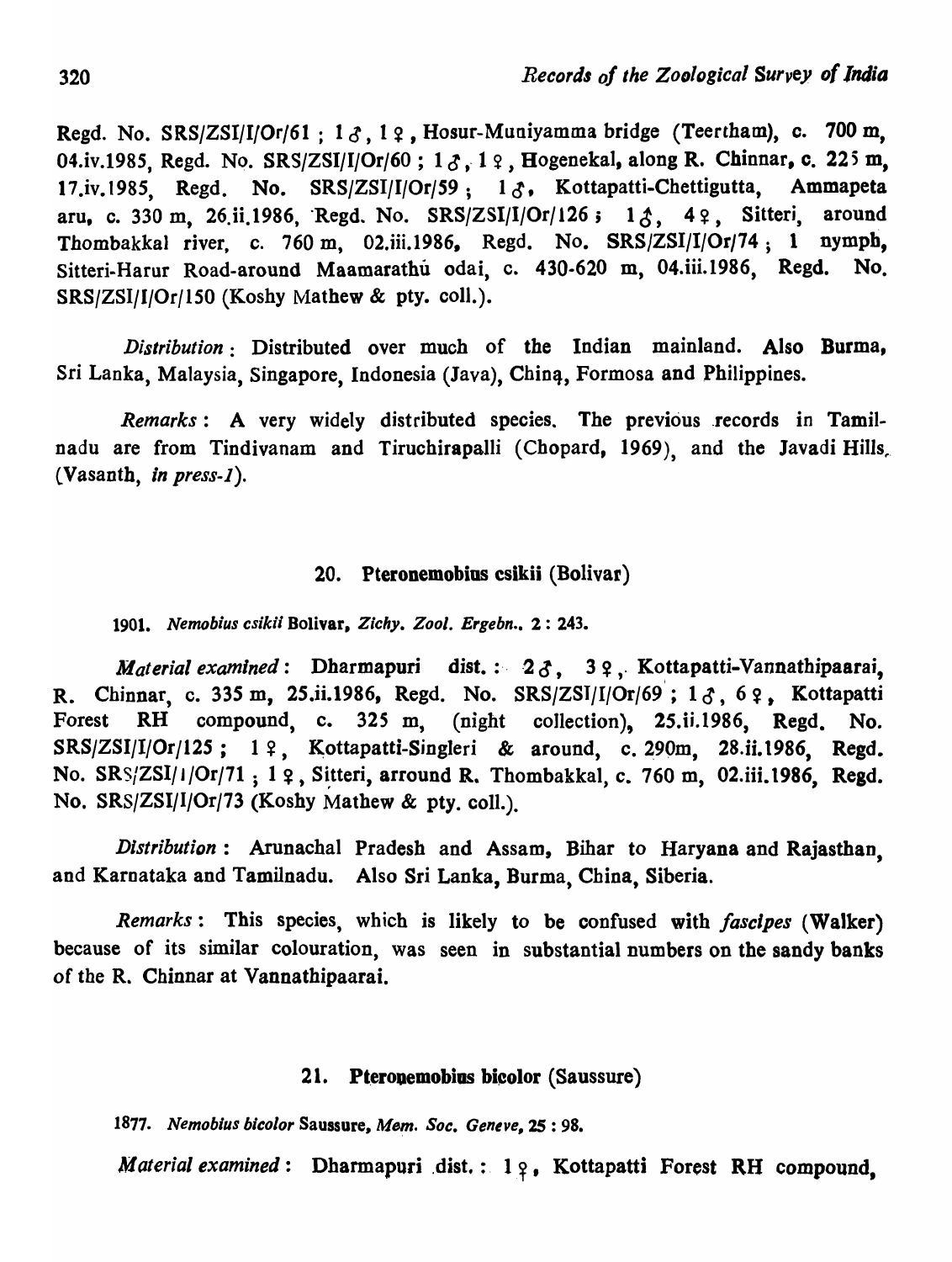Regd. No. SRS/ZSI/I/Or/61 ; 1 ♂, 1 ♀, Hosur-Muniyamma bridge (Teertham), c. 700 m, 04.iv.1985, Regd. No. SRS/ZSI/I/Or/60 ; 1 ♂, 1 ♀, Hogenekal, along R. Chinnar, c. 225 m, 17.iv.1985, Regd. No. SRS/ZSI/I/Or/59 ; 1 ♂, Kottapatti-Chettigutta, Ammapeta aru, c. 330 m, 26.ii.1986, Regd. No. SRS/ZSI/I/Or/126 ; 1 ♂, 4 ♀, Sitteri, around Thombakkal river, c. 760 m, 02.iii.1986, Regd. No. SRS/ZSI/I/Or/74 ; 1 nymph, Sitteri-Harur Road-around Maamarathu odai, c. 430-620 m, 04.iii.1986, Regd. No. SRS/ZSI/I/Or/150 (Koshy Mathew & pty. coll.).

*Distribution* : Distributed over much of the Indian mainland. Also Burma, Sri Lanka, Malaysia, Singapore, Indonesia (Java), China, Formosa and Philippines.

*Remarks* : A very widely distributed species. The previous records in Tamilnadu are from Tindivanam and Tiruchirapalli (Chopard, 1969), and the Javadi Hills, (Vasanth, *in press-1*).

## 20. Pteronemobius csikii (Bolivar)

1901. *Nemobius csikii* Bolivar, *Zichy. Zool. Ergebn.*, 2 : 243.

*Material examined* : Dharmapuri dist. : 2 ♂, 3 ♀, Kottapatti-Vannathipaarai, R. Chinnar, c. 335 m, 25.ii.1986, Regd. No. SRS/ZSI/I/Or/69 ; 1 ♂, 6 ♀, Kottapatti Forest RH compound, c. 325 m, (night collection), 25.ii.1986, Regd. No. SRS/ZSI/I/Or/125 ; 1 ♀, Kottapatti-Singleri & around, c. 290m, 28.ii.1986, Regd. No. SRS/ZSI/I/Or/71 ; 1 ♀, Sitteri, arround R. Thombakkal, c. 760 m, 02.iii.1986, Regd. No. SRS/ZSI/I/Or/73 (Koshy Mathew & pty. coll.).

*Distribution* : Arunachal Pradesh and Assam, Bihar to Haryana and Rajasthan, and Karnataka and Tamilnadu. Also Sri Lanka, Burma, China, Siberia.

*Remarks* : This species, which is likely to be confused with *fascipes* (Walker) because of its similar colouration, was seen in substantial numbers on the sandy banks of the R. Chinnar at Vannathipaarai.

## 21. Pteronemobius bicolor (Saussure)

1877. *Nemobius bicolor* Saussure, *Mem. Soc. Geneve*, 25 : 98.

*Material examined* : Dharmapuri dist. : 1 ♀, Kottapatti Forest RH compound,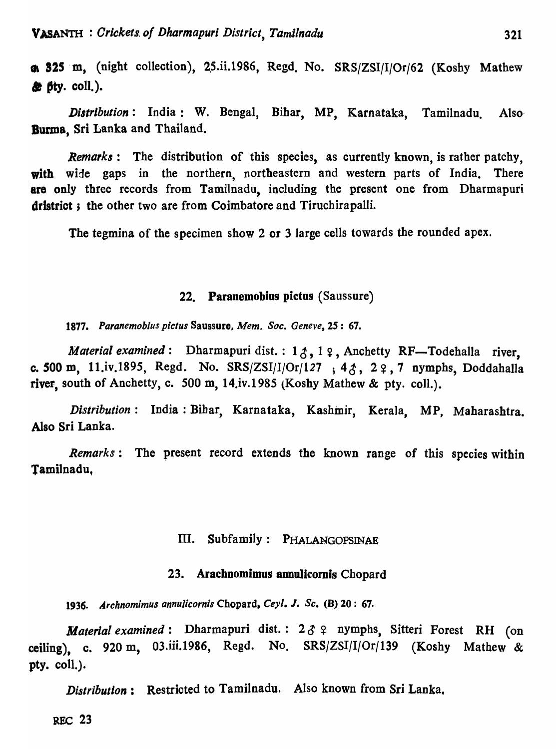at 325 m, (night collection), 25.ii.1986, Regd. No. SRS/ZSI/I/Or/62 (Koshy Mathew & pty. coll.).

*Distribution*: India: W. Bengal, Bihar, MP, Karnataka, Tamilnadu. Also Burma, Sri Lanka and Thailand.

*Remarks*: The distribution of this species, as currently known, is rather patchy, with wide gaps in the northern, northeastern and western parts of India. There are only three records from Tamilnadu, including the present one from Dharmapuri dristrict; the other two are from Coimbatore and Tiruchirapalli.

The tegmina of the specimen show 2 or 3 large cells towards the rounded apex.

### 22. Paranemobius pictus (Saussure)

1877. *Paranemobius pictus* Saussure, *Mem. Soc. Geneve*, **25**: 67.

*Material examined*: Dharmapuri dist.: 1 ♂, 1 ♀, Anchetty RF—Todehalla river, c. 500 m, 11.iv.1895, Regd. No. SRS/ZSI/I/Or/127 ; 4 ♂, 2 ♀, 7 nymphs, Doddahalla river, south of Anchetty, c. 500 m, 14.iv.1985 (Koshy Mathew & pty. coll.).

*Distribution*: India: Bihar, Karnataka, Kashmir, Kerala, MP, Maharashtra. Also Sri Lanka.

*Remarks*: The present record extends the known range of this species within Tamilnadu,

## III. Subfamily: PHALANGOPSINAE

### 23. Arachnomimus annulicornis Chopard

1936. *Archnomimus annulicornis* Chopard, *Ceyl. J. Sc.* (B) **20**: 67.

*Material examined*: Dharmapuri dist.: 2 ♂ ♀ nymphs, Sitteri Forest RH (on ceiling), c. 920 m, 03.iii.1986, Regd. No. SRS/ZSI/I/Or/139 (Koshy Mathew & pty. coll.).

*Distribution*: Restricted to Tamilnadu. Also known from Sri Lanka,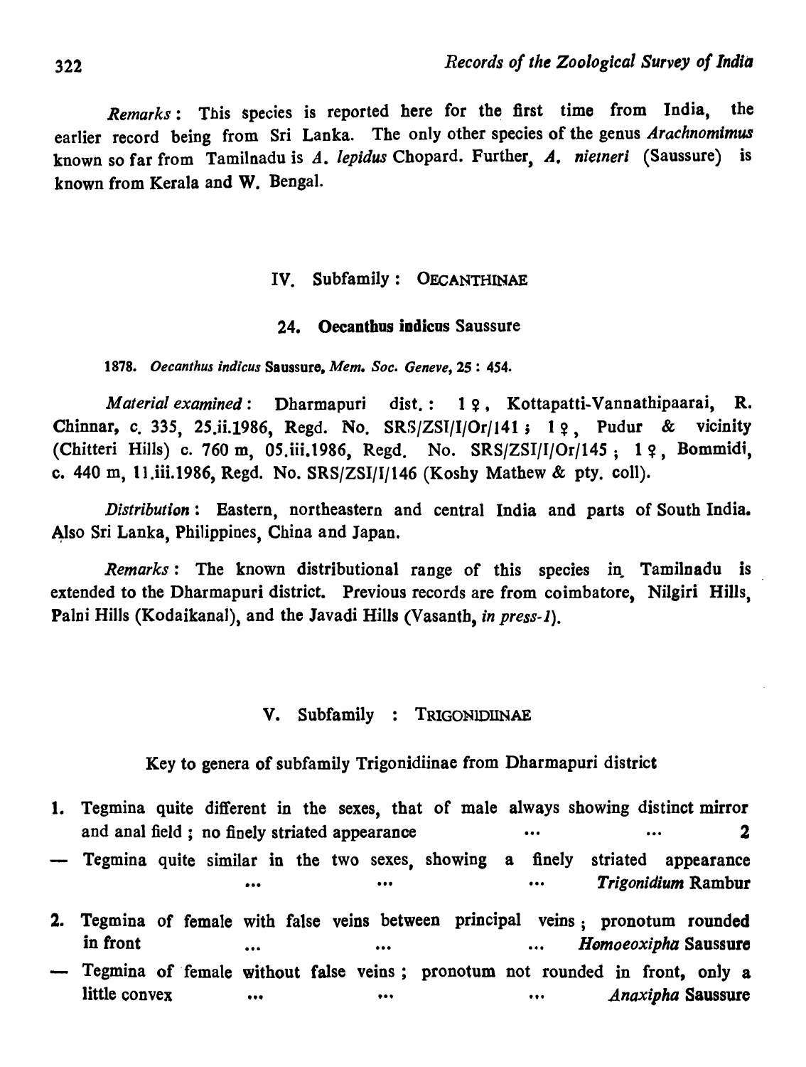*Remarks*: This species is reported here for the first time from India, the earlier record being from Sri Lanka. The only other species of the genus *Arachnomimus* known so far from Tamilnadu is *A. lepidus* Chopard. Further, *A. nietneri* (Saussure) is known from Kerala and W. Bengal.

## IV. Subfamily : OECANTHINAE

### 24. Oecanthus indicus Saussure

1878. *Oecanthus indicus* Saussure, *Mem. Soc. Geneve*, 25 : 454.

*Material examined*: Dharmapuri dist. : 1 ♀, Kottapatti-Vannathipaarai, R. Chinnar, c. 335, 25.ii.1986, Regd. No. SRS/ZSI/I/Or/141 ; 1 ♀, Pudur & vicinity (Chitteri Hills) c. 760 m, 05.iii.1986, Regd. No. SRS/ZSI/I/Or/145 ; 1 ♀, Bommidi, c. 440 m, 11.iii.1986, Regd. No. SRS/ZSI/I/146 (Koshy Mathew & pty. coll).

*Distribution*: Eastern, northeastern and central India and parts of South India. Also Sri Lanka, Philippines, China and Japan.

*Remarks*: The known distributional range of this species in Tamilnadu is extended to the Dharmapuri district. Previous records are from coimbatore, Nilgiri Hills, Palni Hills (Kodaikanal), and the Javadi Hills (Vasanth, *in press-1*).

## V. Subfamily : TRIGONIDIINAE

Key to genera of subfamily Trigonidiinae from Dharmapuri district

1. Tegmina quite different in the sexes, that of male always showing distinct mirror and anal field ; no finely striated appearance ... ... 2
— Tegmina quite similar in the two sexes, showing a finely striated appearance ... ... ... *Trigonidium* Rambur
2. Tegmina of female with false veins between principal veins ; pronotum rounded in front ... ... ... *Homoexipha* Saussure
— Tegmina of female without false veins ; pronotum not rounded in front, only a little convex ... ... ... *Anaxipha* Saussure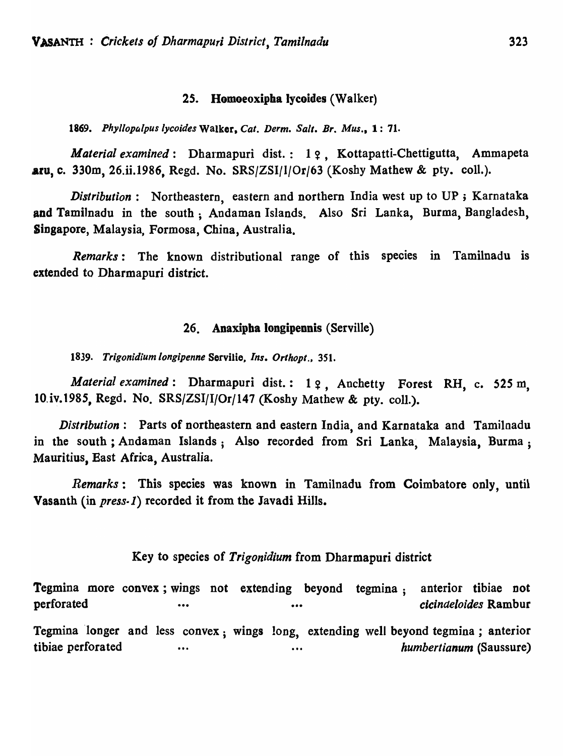## 25. **Homoeoxipha lycoides** (Walker)

1869. *Phyllopalpus lycoides* Walker, *Cat. Derm. Salt. Br. Mus.*, 1: 71.

*Material examined*: Dharmapuri dist.: 1 ♀, Kottapatti-Chettigutta, Ammapeta aru, c. 330m, 26.ii.1986, Regd. No. SRS/ZSI/1/Or/63 (Koshy Mathew & pty. coll.).

*Distribution*: Northeastern, eastern and northern India west up to UP; Karnataka and Tamilnadu in the south; Andaman Islands. Also Sri Lanka, Burma, Bangladesh, Singapore, Malaysia, Formosa, China, Australia.

*Remarks*: The known distributional range of this species in Tamilnadu is extended to Dharmapuri district.

## 26. **Anaxipha longipennis** (Serville)

1839. *Trigonidium longipenne* Serville, *Ins. Orthopt.*, 351.

*Material examined*: Dharmapuri dist.: 1 ♀, Anchetty Forest RH, c. 525 m, 10.iv.1985, Regd. No. SRS/ZSI/I/Or/147 (Koshy Mathew & pty. coll.).

*Distribution*: Parts of northeastern and eastern India, and Karnataka and Tamilnadu in the south; Andaman Islands; Also recorded from Sri Lanka, Malaysia, Burma; Mauritius, East Africa, Australia.

*Remarks*: This species was known in Tamilnadu from Coimbatore only, until Vasanth (in *press-1*) recorded it from the Javadi Hills.

### Key to species of *Trigonidium* from Dharmapuri district

Tegmina more convex; wings not extending beyond tegmina; anterior tibiae not perforated ... ... *cicindeloides* Rambur

Tegmina longer and less convex; wings long, extending well beyond tegmina; anterior tibiae perforated ... ... *humbertianum* (Saussure)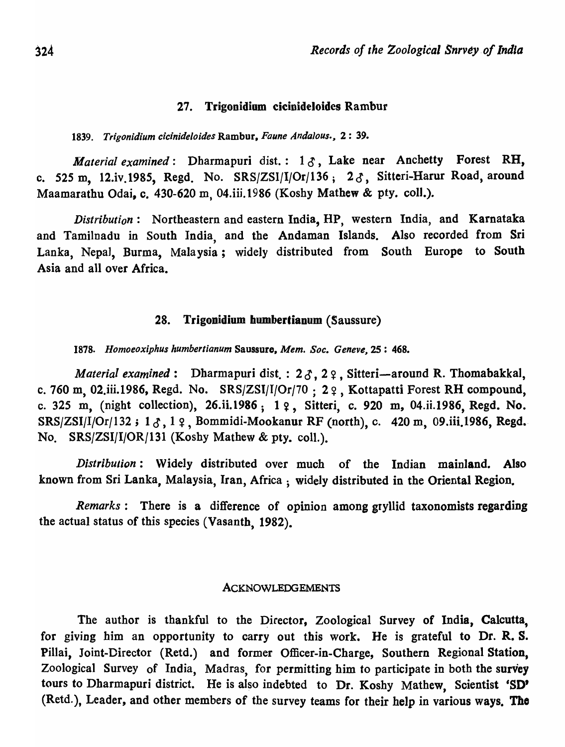### 27. Trigonidium cicinideloides Rambur

1839. *Trigonidium cicinideloides* Rambur, *Faune Andalous.*, 2 : 39.

*Material examined* : Dharmapuri dist. : 1♂, Lake near Anchetty Forest RH, c. 525 m, 12.iv.1985, Regd. No. SRS/ZSI/I/Or/136 ; 2♂, Sitteri-Harur Road, around Maamarathu Odai, c. 430-620 m, 04.iii.1986 (Koshy Mathew & pty. coll.).

*Distribution* : Northeastern and eastern India, HP, western India, and Karnataka and Tamilnadu in South India, and the Andaman Islands. Also recorded from Sri Lanka, Nepal, Burma, Malaysia ; widely distributed from South Europe to South Asia and all over Africa.

### 28. Trigonidium humbertianum (Saussure)

1878. *Homoeoxiphus humbertianum* Saussure, *Mem. Soc. Geneve*, 25 : 468.

*Material examined* : Dharmapuri dist. : 2♂, 2♀, Sitteri—around R. Thomabakkal, c. 760 m, 02.iii.1986, Regd. No. SRS/ZSI/I/Or/70 ; 2♀, Kottapatti Forest RH compound, c. 325 m, (night collection), 26.ii.1986 ; 1♀, Sitteri, c. 920 m, 04.ii.1986, Regd. No. SRS/ZSI/I/Or/132 ; 1♂, 1♀, Bommidi-Mookanur RF (north), c. 420 m, 09.iii.1986, Regd. No. SRS/ZSI/I/OR/131 (Koshy Mathew & pty. coll.).

*Distribution* : Widely distributed over much of the Indian mainland. Also known from Sri Lanka, Malaysia, Iran, Africa ; widely distributed in the Oriental Region.

*Remarks* : There is a difference of opinion among gryllid taxonomists regarding the actual status of this species (Vasanth, 1982).

## ACKNOWLEDGEMENTS

The author is thankful to the Director, Zoological Survey of India, Calcutta, for giving him an opportunity to carry out this work. He is grateful to Dr. R. S. Pillai, Joint-Director (Retd.) and former Officer-in-Charge, Southern Regional Station, Zoological Survey of India, Madras, for permitting him to participate in both the survey tours to Dharmapuri district. He is also indebted to Dr. Koshy Mathew, Scientist 'SD' (Retd.), Leader, and other members of the survey teams for their help in various ways. The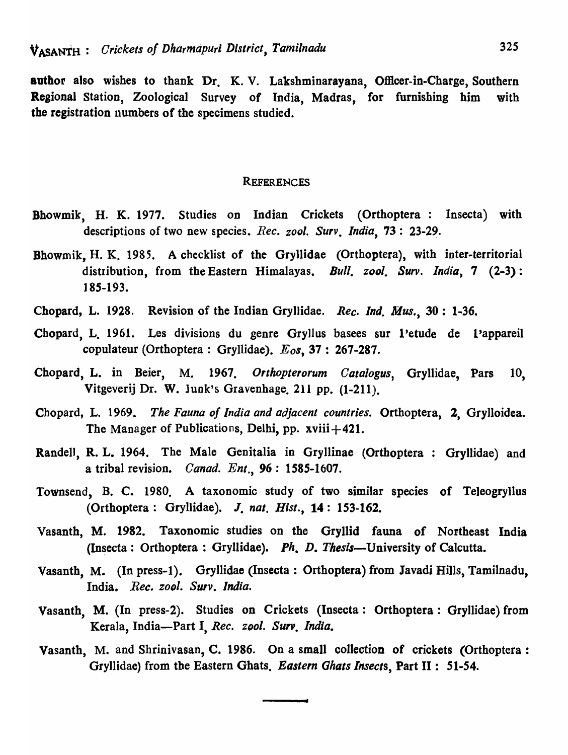author also wishes to thank Dr. K. V. Lakshminarayana, Officer-in-Charge, Southern Regional Station, Zoological Survey of India, Madras, for furnishing him with the registration numbers of the specimens studied.

## REFERENCES

Bhowmik, H. K. 1977. Studies on Indian Crickets (Orthoptera : Insecta) with descriptions of two new species. *Rec. zool. Surv. India*, **73** : 23-29.

Bhowmik, H. K. 1985. A checklist of the Gryllidae (Orthoptera), with inter-territorial distribution, from the Eastern Himalayas. *Bull. zool. Surv. India*, **7** (2-3) : 185-193.

Chopard, L. 1928. Revision of the Indian Gryllidae. *Rec. Ind. Mus.*, **30** : 1-36.

Chopard, L. 1961. Les divisions du genre Gryllus basees sur l'etude de l'appareil copulateur (Orthoptera : Gryllidae). *Eos*, **37** : 267-287.

Chopard, L. in Beier, M. 1967. *Orthopterorum Catalogus*, Gryllidae, Pars 10, Vitgeverij Dr. W. Junk's Gravenhage. 211 pp. (1-211).

Chopard, L. 1969. *The Fauna of India and adjacent countries*. Orthoptera, **2**, Grylloidea. The Manager of Publications, Delhi, pp. xviii+421.

Randell, R. L. 1964. The Male Genitalia in Gryllinae (Orthoptera : Gryllidae) and a tribal revision. *Canad. Ent.*, **96** : 1585-1607.

Townsend, B. C. 1980. A taxonomic study of two similar species of Teleogryllus (Orthoptera : Gryllidae). *J. nat. Hist.*, **14** : 153-162.

Vasanth, M. 1982. Taxonomic studies on the Gryllid fauna of Northeast India (Insecta : Orthoptera : Gryllidae). *Ph. D. Thesis*—University of Calcutta.

Vasanth, M. (In press-1). Gryllidae (Insecta : Orthoptera) from Javadi Hills, Tamilnadu, India. *Rec. zool. Surv. India.*

Vasanth, M. (In press-2). Studies on Crickets (Insecta : Orthoptera : Gryllidae) from Kerala, India—Part I, *Rec. zool. Surv. India.*

Vasanth, M. and Shrinivasan, C. 1986. On a small collection of crickets (Orthoptera : Gryllidae) from the Eastern Ghats. *Eastern Ghats Insects*, Part II : 51-54.